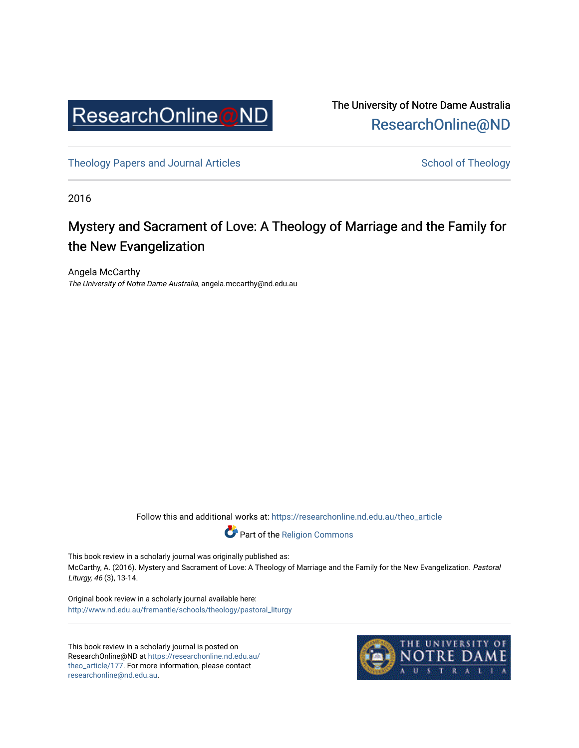ResearchOnline@ND

The University of Notre Dame Australia
ResearchOnline@ND

Theology Papers and Journal Articles

School of Theology

2016

# Mystery and Sacrament of Love: A Theology of Marriage and the Family for the New Evangelization

Angela McCarthy
*The University of Notre Dame Australia*, angela.mccarthy@nd.edu.au

Follow this and additional works at: https://researchonline.nd.edu.au/theo_article

Part of the Religion Commons

This book review in a scholarly journal was originally published as:
McCarthy, A. (2016). Mystery and Sacrament of Love: A Theology of Marriage and the Family for the New Evangelization. *Pastoral Liturgy, 46* (3), 13-14.

Original book review in a scholarly journal available here:
http://www.nd.edu.au/fremantle/schools/theology/pastoral_liturgy

This book review in a scholarly journal is posted on ResearchOnline@ND at https://researchonline.nd.edu.au/theo_article/177. For more information, please contact researchonline@nd.edu.au.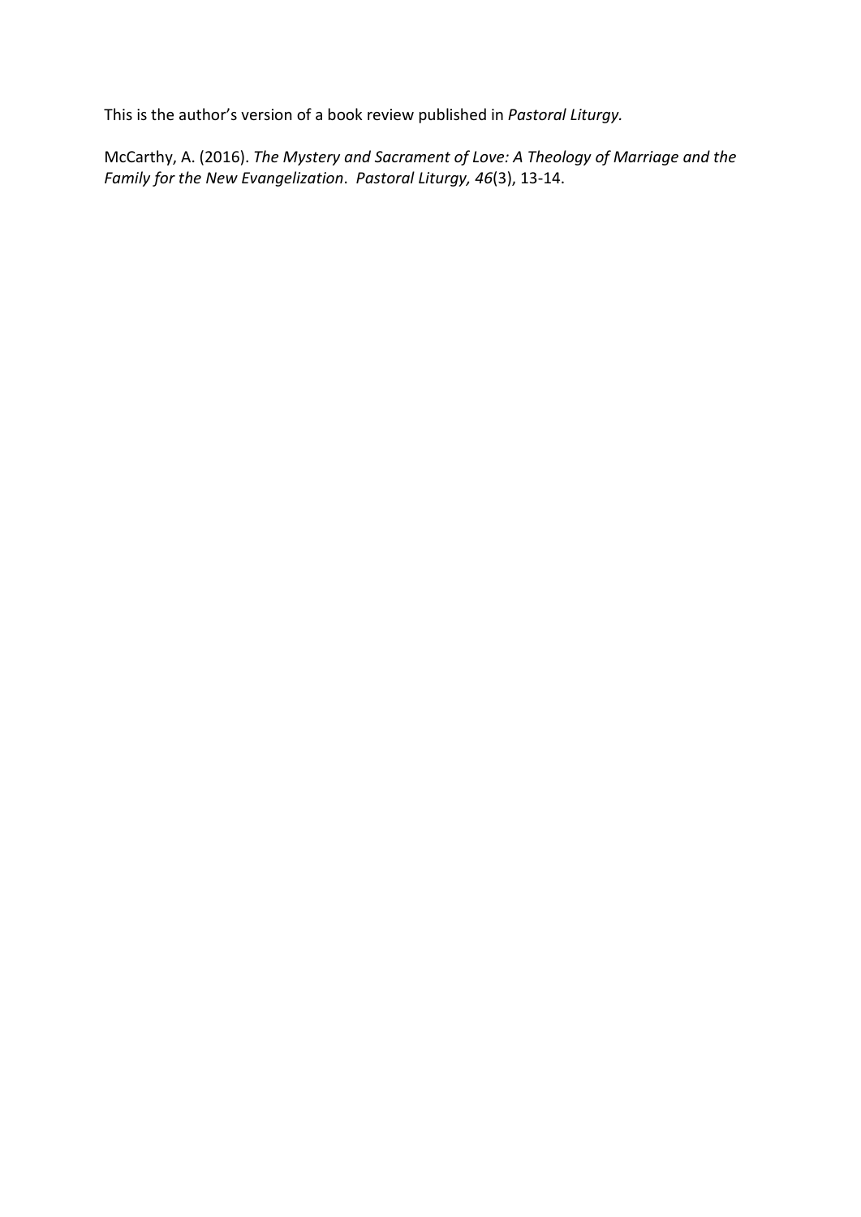This is the author's version of a book review published in *Pastoral Liturgy.*

McCarthy, A. (2016). *The Mystery and Sacrament of Love: A Theology of Marriage and the Family for the New Evangelization*. *Pastoral Liturgy, 46*(3), 13-14.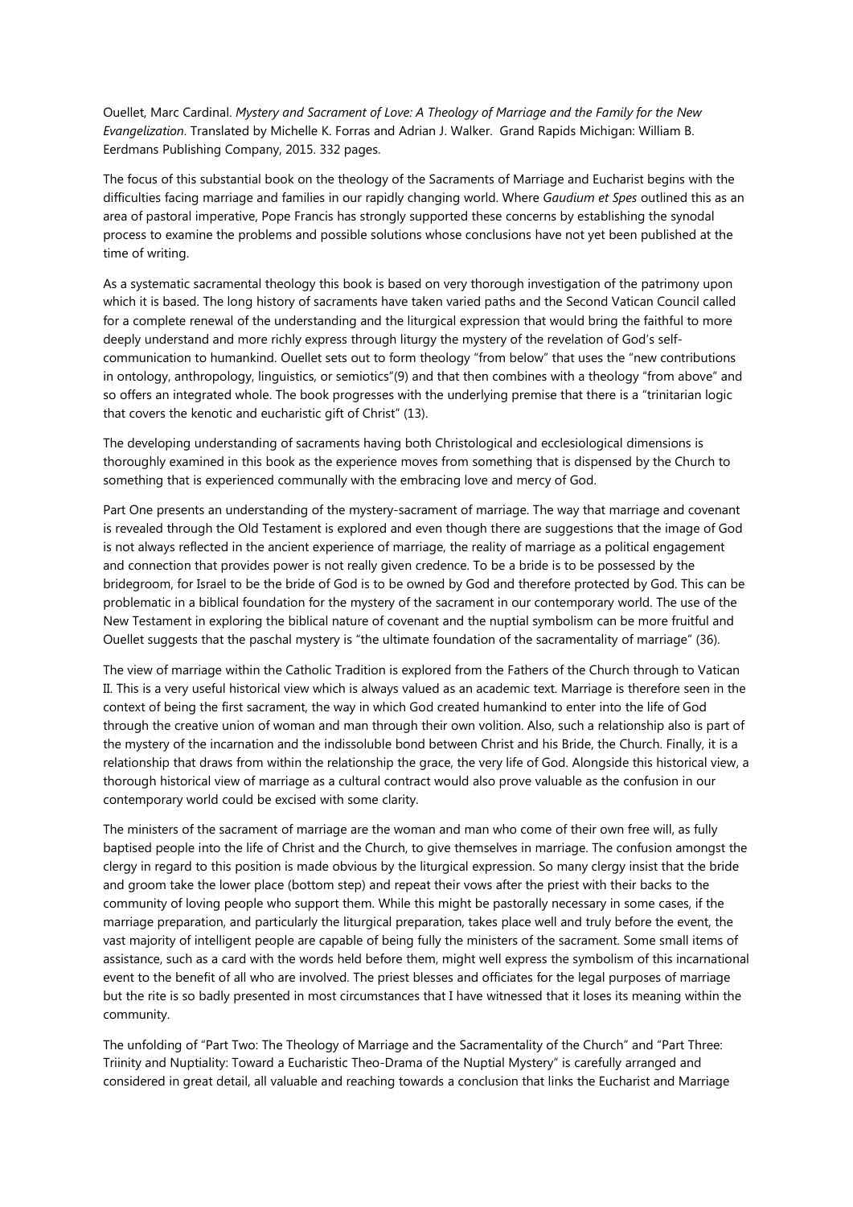Ouellet, Marc Cardinal. *Mystery and Sacrament of Love: A Theology of Marriage and the Family for the New Evangelization*. Translated by Michelle K. Forras and Adrian J. Walker. Grand Rapids Michigan: William B. Eerdmans Publishing Company, 2015. 332 pages.

The focus of this substantial book on the theology of the Sacraments of Marriage and Eucharist begins with the difficulties facing marriage and families in our rapidly changing world. Where *Gaudium et Spes* outlined this as an area of pastoral imperative, Pope Francis has strongly supported these concerns by establishing the synodal process to examine the problems and possible solutions whose conclusions have not yet been published at the time of writing.

As a systematic sacramental theology this book is based on very thorough investigation of the patrimony upon which it is based. The long history of sacraments have taken varied paths and the Second Vatican Council called for a complete renewal of the understanding and the liturgical expression that would bring the faithful to more deeply understand and more richly express through liturgy the mystery of the revelation of God's self-communication to humankind. Ouellet sets out to form theology "from below" that uses the "new contributions in ontology, anthropology, linguistics, or semiotics"(9) and that then combines with a theology "from above" and so offers an integrated whole. The book progresses with the underlying premise that there is a "trinitarian logic that covers the kenotic and eucharistic gift of Christ" (13).

The developing understanding of sacraments having both Christological and ecclesiological dimensions is thoroughly examined in this book as the experience moves from something that is dispensed by the Church to something that is experienced communally with the embracing love and mercy of God.

Part One presents an understanding of the mystery-sacrament of marriage. The way that marriage and covenant is revealed through the Old Testament is explored and even though there are suggestions that the image of God is not always reflected in the ancient experience of marriage, the reality of marriage as a political engagement and connection that provides power is not really given credence. To be a bride is to be possessed by the bridegroom, for Israel to be the bride of God is to be owned by God and therefore protected by God. This can be problematic in a biblical foundation for the mystery of the sacrament in our contemporary world. The use of the New Testament in exploring the biblical nature of covenant and the nuptial symbolism can be more fruitful and Ouellet suggests that the paschal mystery is "the ultimate foundation of the sacramentality of marriage" (36).

The view of marriage within the Catholic Tradition is explored from the Fathers of the Church through to Vatican II. This is a very useful historical view which is always valued as an academic text. Marriage is therefore seen in the context of being the first sacrament, the way in which God created humankind to enter into the life of God through the creative union of woman and man through their own volition. Also, such a relationship also is part of the mystery of the incarnation and the indissoluble bond between Christ and his Bride, the Church. Finally, it is a relationship that draws from within the relationship the grace, the very life of God. Alongside this historical view, a thorough historical view of marriage as a cultural contract would also prove valuable as the confusion in our contemporary world could be excised with some clarity.

The ministers of the sacrament of marriage are the woman and man who come of their own free will, as fully baptised people into the life of Christ and the Church, to give themselves in marriage. The confusion amongst the clergy in regard to this position is made obvious by the liturgical expression. So many clergy insist that the bride and groom take the lower place (bottom step) and repeat their vows after the priest with their backs to the community of loving people who support them. While this might be pastorally necessary in some cases, if the marriage preparation, and particularly the liturgical preparation, takes place well and truly before the event, the vast majority of intelligent people are capable of being fully the ministers of the sacrament. Some small items of assistance, such as a card with the words held before them, might well express the symbolism of this incarnational event to the benefit of all who are involved. The priest blesses and officiates for the legal purposes of marriage but the rite is so badly presented in most circumstances that I have witnessed that it loses its meaning within the community.

The unfolding of "Part Two: The Theology of Marriage and the Sacramentality of the Church" and "Part Three: Triinity and Nuptiality: Toward a Eucharistic Theo-Drama of the Nuptial Mystery" is carefully arranged and considered in great detail, all valuable and reaching towards a conclusion that links the Eucharist and Marriage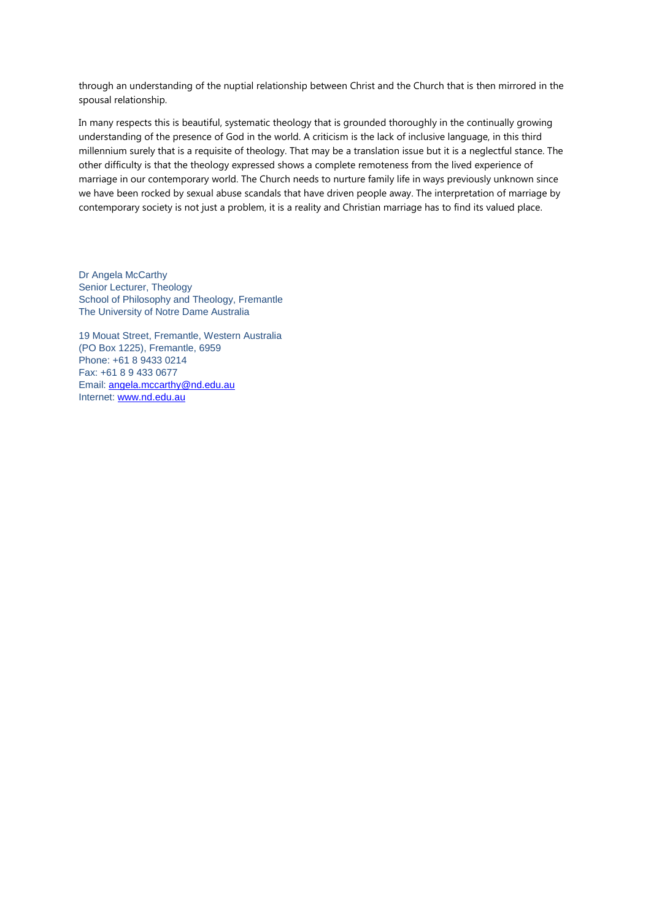through an understanding of the nuptial relationship between Christ and the Church that is then mirrored in the spousal relationship.

In many respects this is beautiful, systematic theology that is grounded thoroughly in the continually growing understanding of the presence of God in the world. A criticism is the lack of inclusive language, in this third millennium surely that is a requisite of theology. That may be a translation issue but it is a neglectful stance. The other difficulty is that the theology expressed shows a complete remoteness from the lived experience of marriage in our contemporary world. The Church needs to nurture family life in ways previously unknown since we have been rocked by sexual abuse scandals that have driven people away. The interpretation of marriage by contemporary society is not just a problem, it is a reality and Christian marriage has to find its valued place.

Dr Angela McCarthy
Senior Lecturer, Theology
School of Philosophy and Theology, Fremantle
The University of Notre Dame Australia

19 Mouat Street, Fremantle, Western Australia
(PO Box 1225), Fremantle, 6959
Phone: +61 8 9433 0214
Fax: +61 8 9 433 0677
Email: angela.mccarthy@nd.edu.au
Internet: www.nd.edu.au